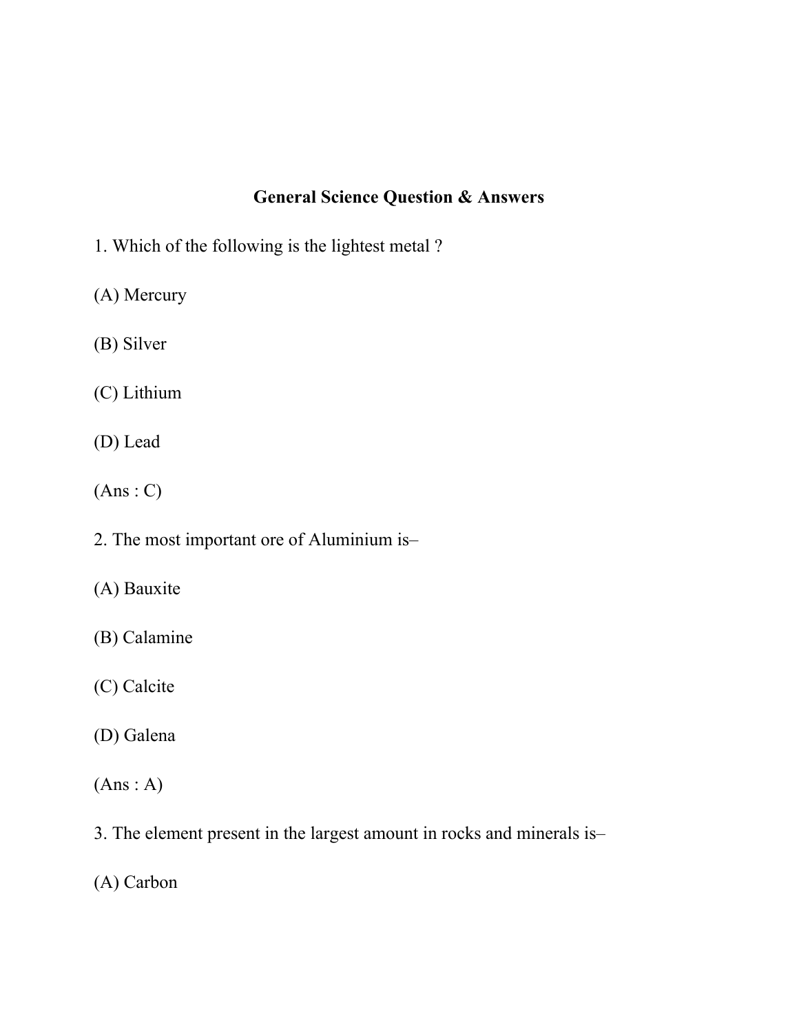# General Science Question & Answers

1. Which of the following is the lightest metal ?

(A) Mercury

(B) Silver

(C) Lithium

(D) Lead

(Ans : C)

2. The most important ore of Aluminium is–

(A) Bauxite

(B) Calamine

(C) Calcite

(D) Galena

(Ans : A)

3. The element present in the largest amount in rocks and minerals is–

(A) Carbon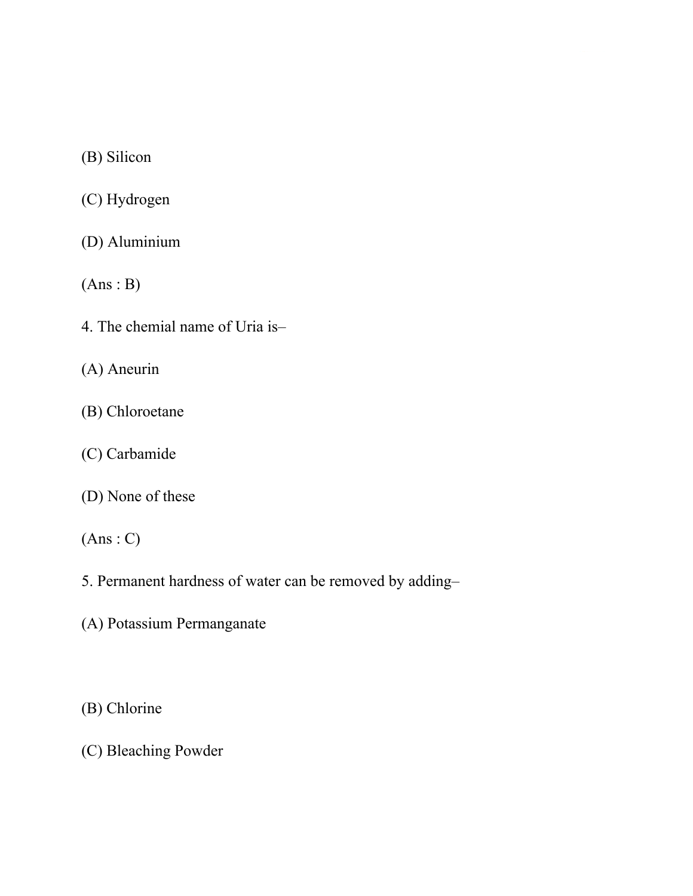(B) Silicon

(C) Hydrogen

(D) Aluminium

(Ans : B)

4. The chemial name of Uria is–

(A) Aneurin

(B) Chloroetane

(C) Carbamide

(D) None of these

(Ans : C)

5. Permanent hardness of water can be removed by adding–

(A) Potassium Permanganate

(B) Chlorine

(C) Bleaching Powder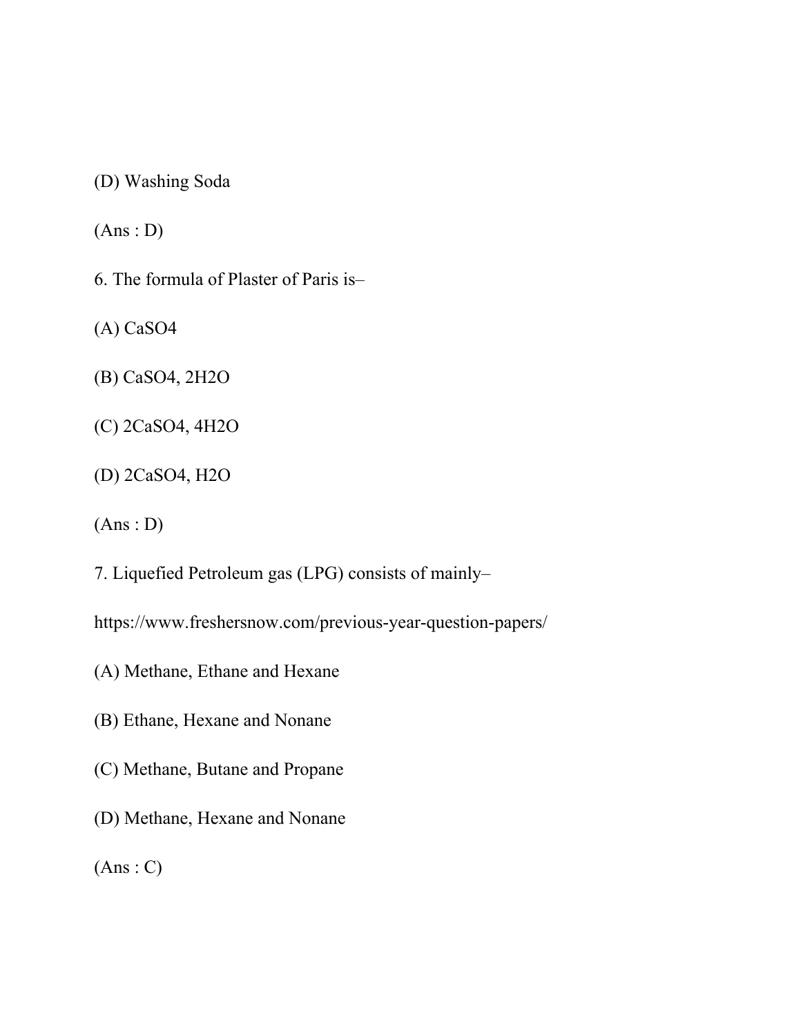(D) Washing Soda

(Ans : D)

6. The formula of Plaster of Paris is–

(A) $CaSO_4$

(B) $CaSO_4, 2H_2O$

(C) $2CaSO_4, 4H_2O$

(D) $2CaSO_4, H_2O$

(Ans : D)

7. Liquefied Petroleum gas (LPG) consists of mainly–

https://www.freshersnow.com/previous-year-question-papers/

(A) Methane, Ethane and Hexane

(B) Ethane, Hexane and Nonane

(C) Methane, Butane and Propane

(D) Methane, Hexane and Nonane

(Ans : C)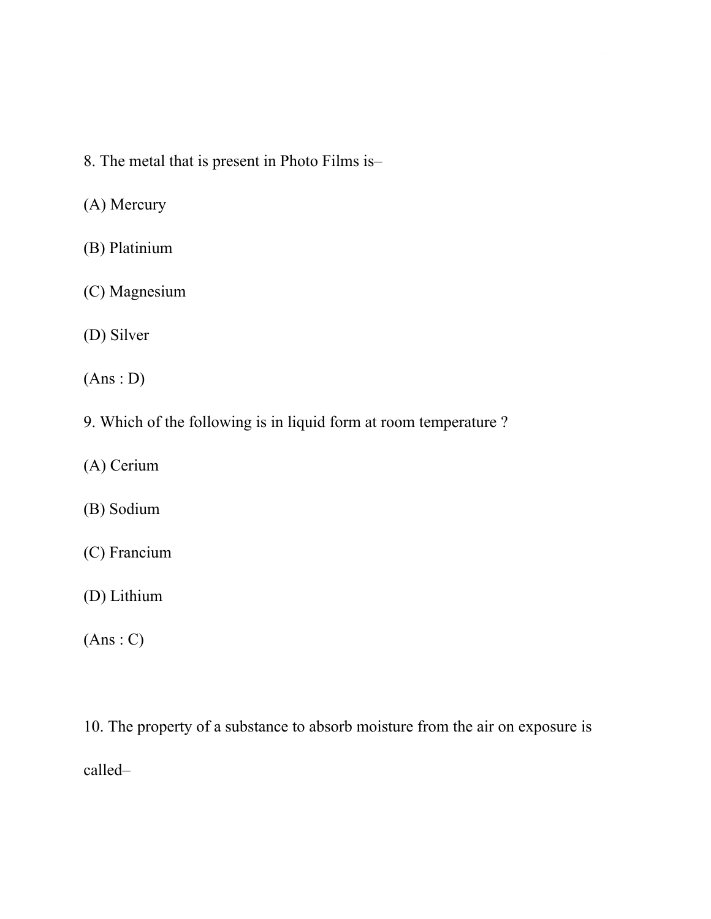8. The metal that is present in Photo Films is–

(A) Mercury

(B) Platinium

(C) Magnesium

(D) Silver

(Ans : D)

9. Which of the following is in liquid form at room temperature ?

(A) Cerium

(B) Sodium

(C) Francium

(D) Lithium

(Ans : C)

10. The property of a substance to absorb moisture from the air on exposure is called–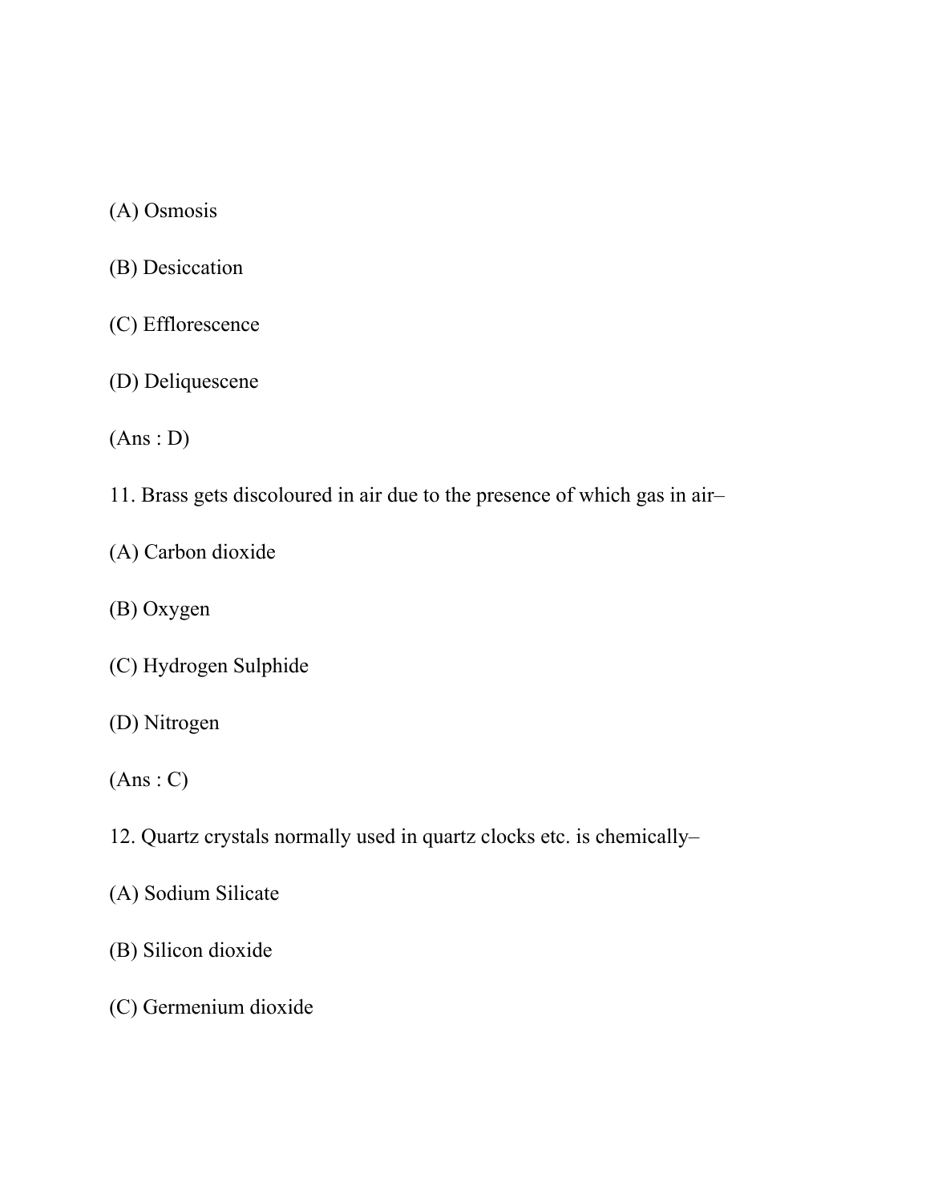(A) Osmosis

(B) Desiccation

(C) Efflorescence

(D) Deliquescene

(Ans : D)

11. Brass gets discoloured in air due to the presence of which gas in air–

(A) Carbon dioxide

(B) Oxygen

(C) Hydrogen Sulphide

(D) Nitrogen

(Ans : C)

12. Quartz crystals normally used in quartz clocks etc. is chemically–

(A) Sodium Silicate

(B) Silicon dioxide

(C) Germenium dioxide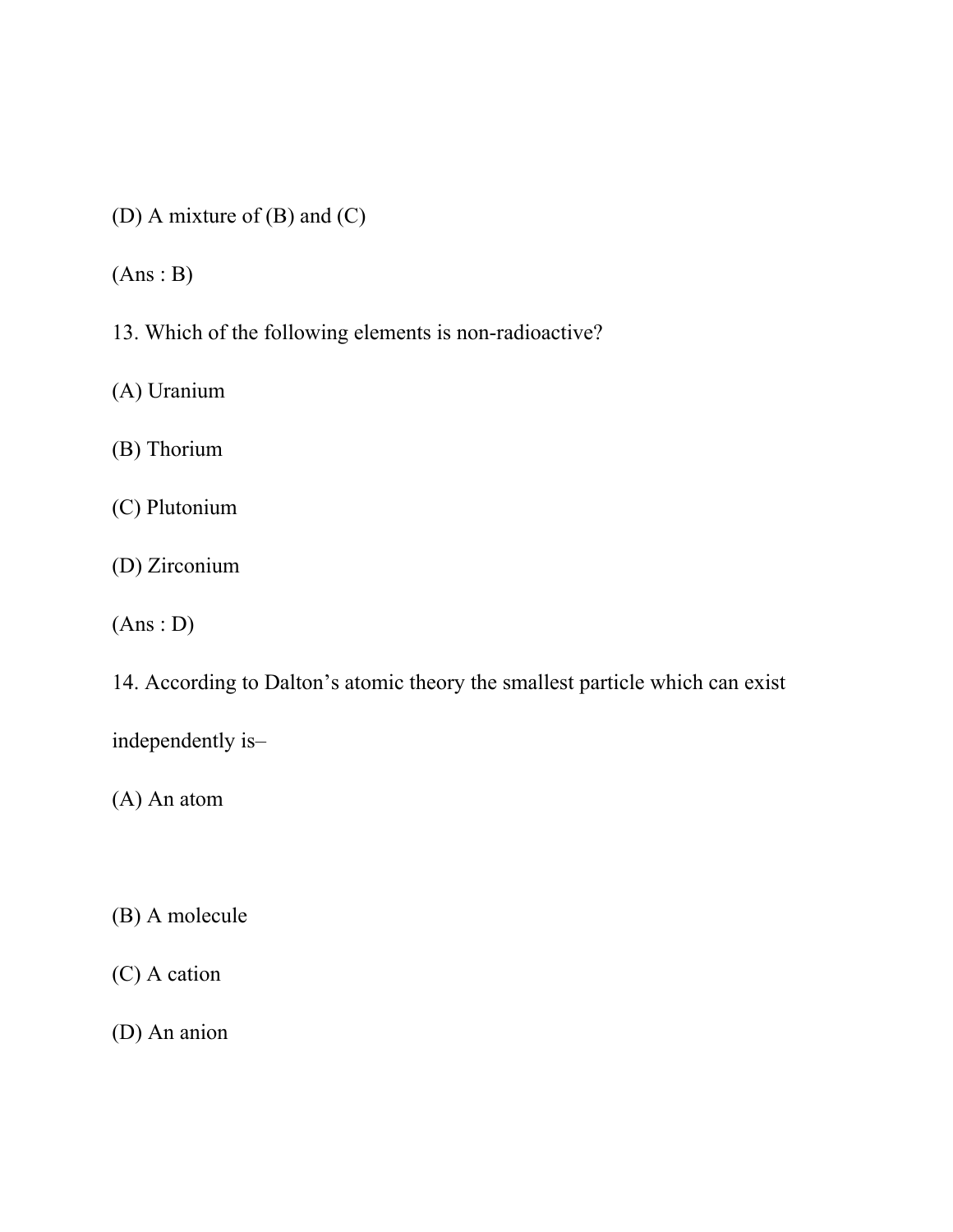(D) A mixture of (B) and (C)

(Ans : B)

13. Which of the following elements is non-radioactive?

(A) Uranium

(B) Thorium

(C) Plutonium

(D) Zirconium

(Ans : D)

14. According to Dalton's atomic theory the smallest particle which can exist independently is–

(A) An atom

(B) A molecule

(C) A cation

(D) An anion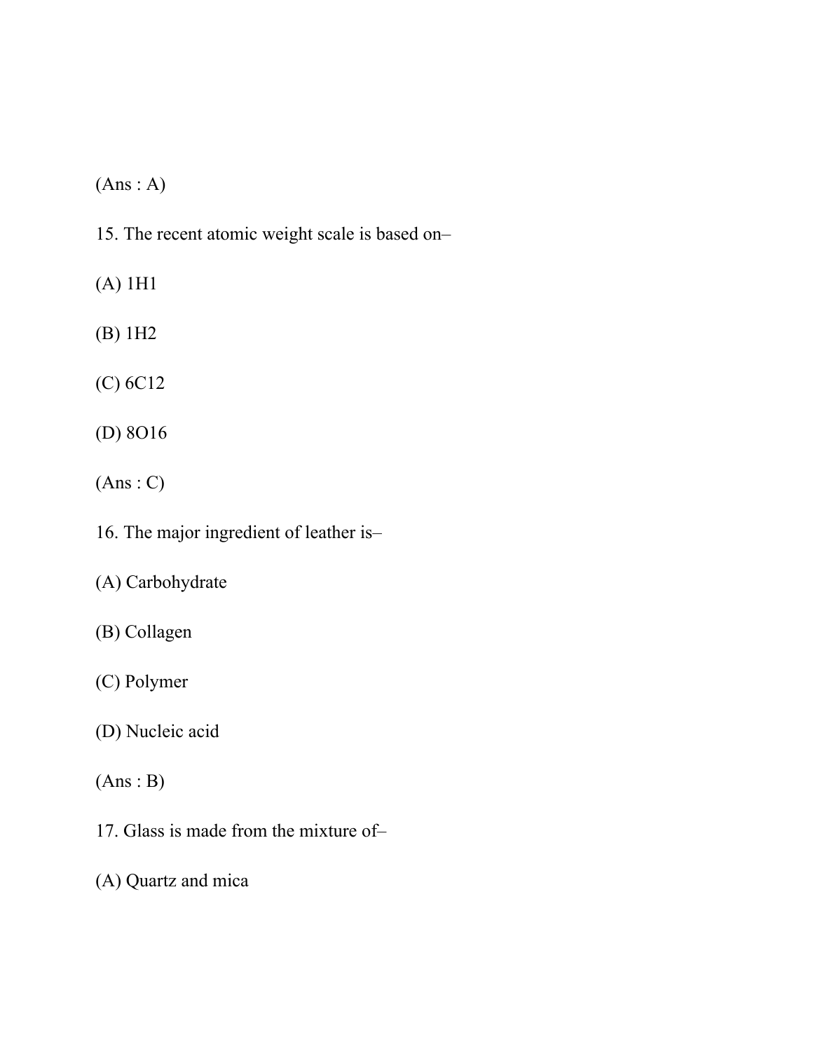(Ans : A)

15. The recent atomic weight scale is based on–

(A) 1H1

(B) 1H2

(C) 6C12

(D) 8O16

(Ans : C)

16. The major ingredient of leather is–

(A) Carbohydrate

(B) Collagen

(C) Polymer

(D) Nucleic acid

(Ans : B)

17. Glass is made from the mixture of–

(A) Quartz and mica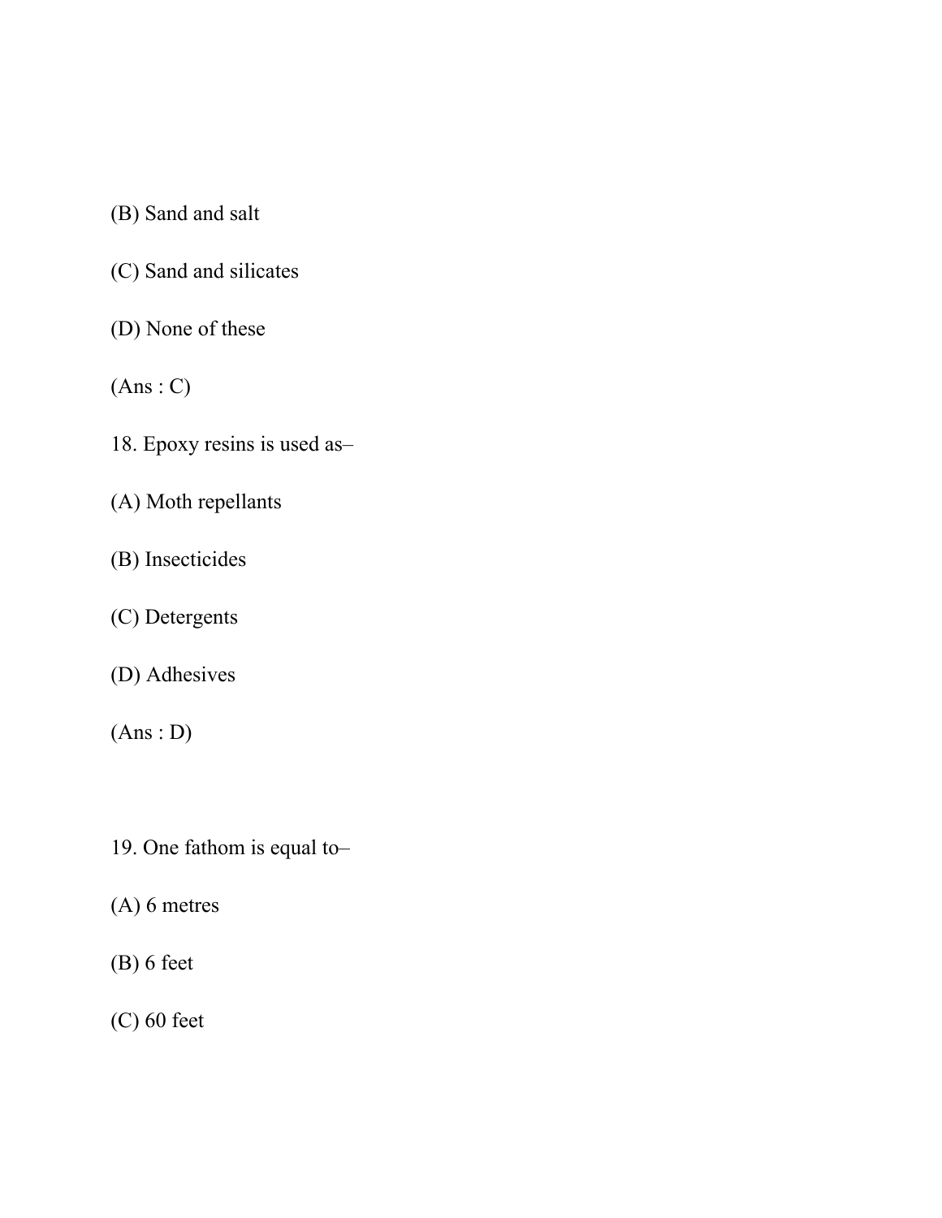(B) Sand and salt

(C) Sand and silicates

(D) None of these

(Ans : C)

18. Epoxy resins is used as–

(A) Moth repellants

(B) Insecticides

(C) Detergents

(D) Adhesives

(Ans : D)

19. One fathom is equal to–

(A) 6 metres

(B) 6 feet

(C) 60 feet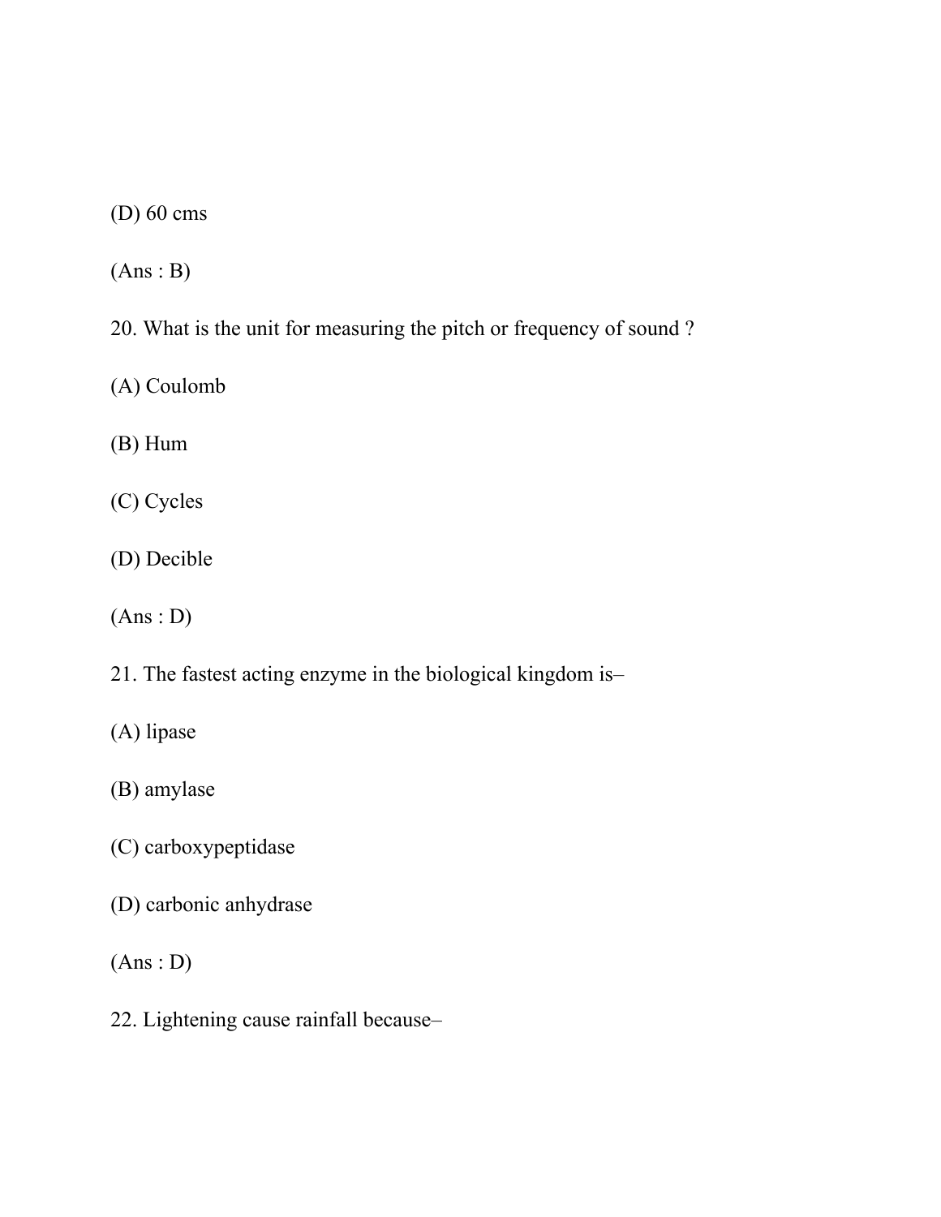(D) 60 cms

(Ans : B)

20. What is the unit for measuring the pitch or frequency of sound ?

(A) Coulomb

(B) Hum

(C) Cycles

(D) Decible

(Ans : D)

21. The fastest acting enzyme in the biological kingdom is–

(A) lipase

(B) amylase

(C) carboxypeptidase

(D) carbonic anhydrase

(Ans : D)

22. Lightening cause rainfall because–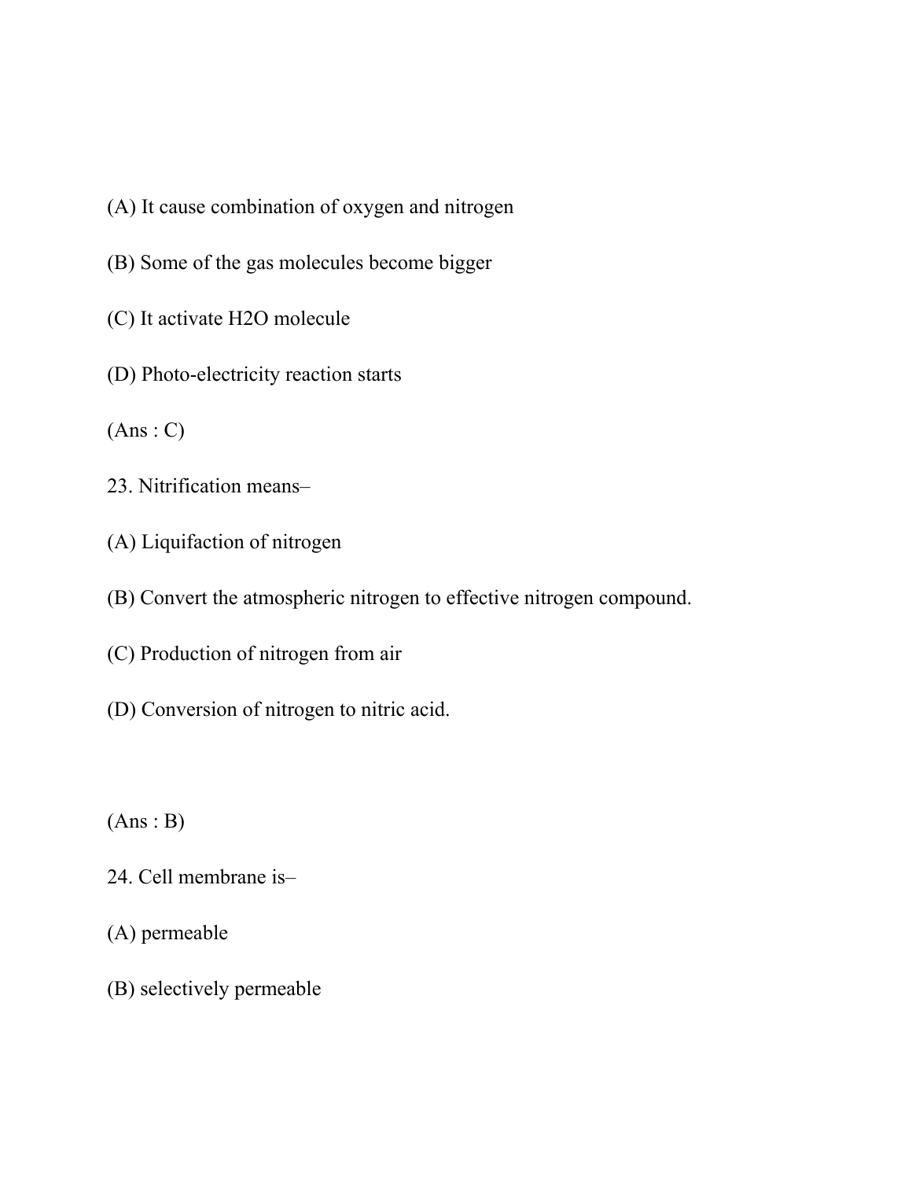(A) It cause combination of oxygen and nitrogen

(B) Some of the gas molecules become bigger

(C) It activate $H_2O$ molecule

(D) Photo-electricity reaction starts

(Ans : C)

23. Nitrification means–

(A) Liquifaction of nitrogen

(B) Convert the atmospheric nitrogen to effective nitrogen compound.

(C) Production of nitrogen from air

(D) Conversion of nitrogen to nitric acid.

(Ans : B)

24. Cell membrane is–

(A) permeable

(B) selectively permeable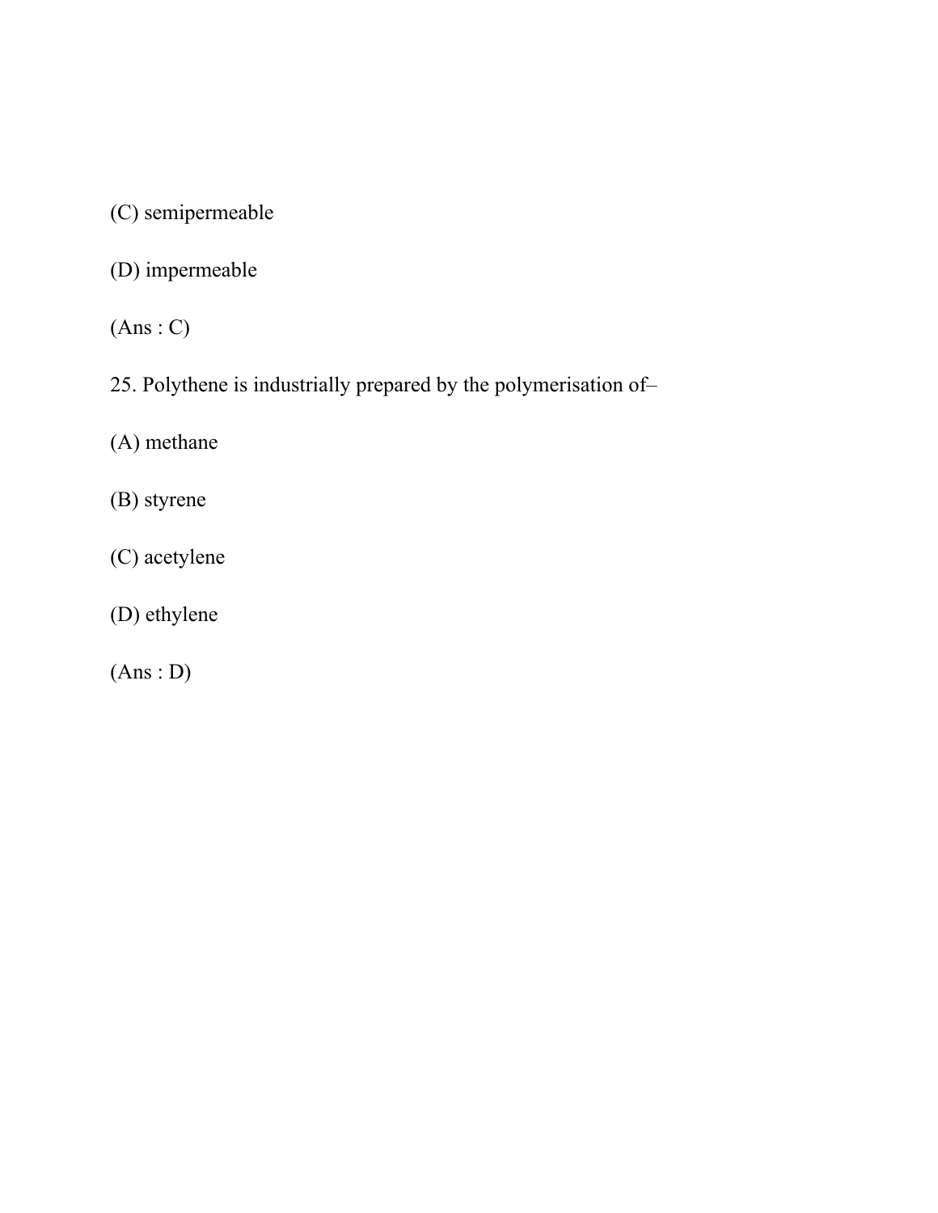(C) semipermeable

(D) impermeable

(Ans : C)

25. Polythene is industrially prepared by the polymerisation of–

(A) methane

(B) styrene

(C) acetylene

(D) ethylene

(Ans : D)